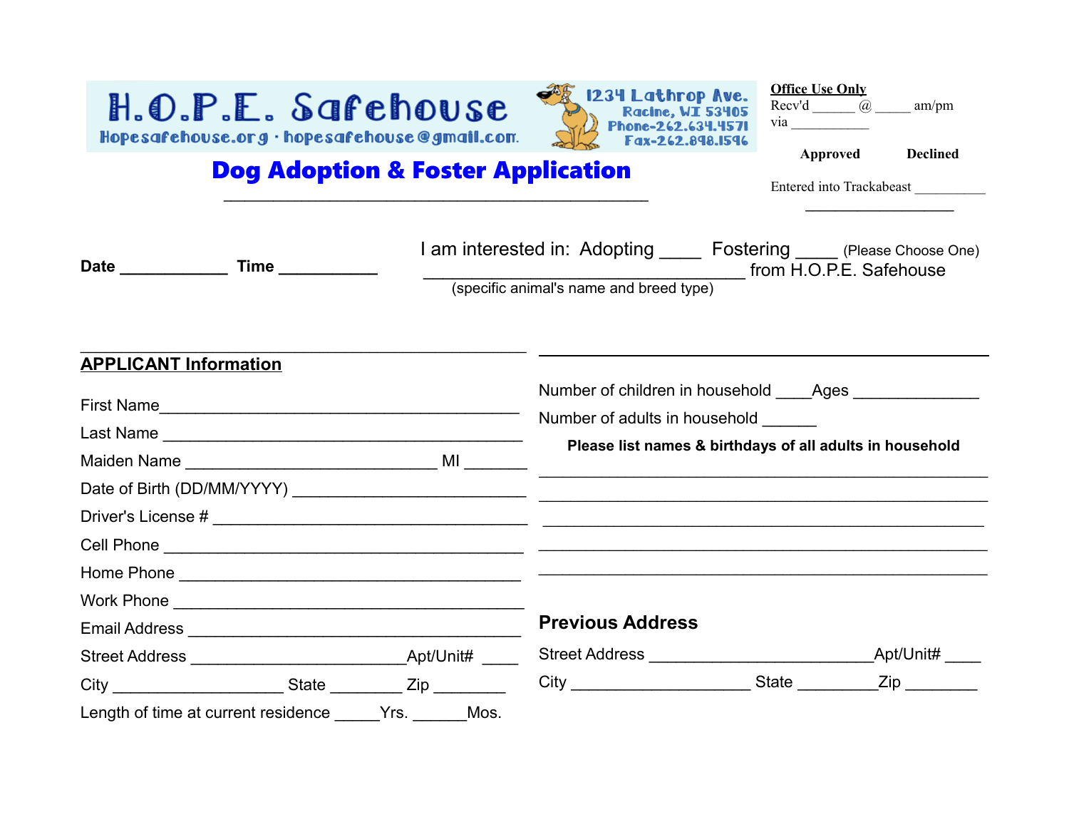# H.O.P.E. Safehouse

Hopesafehouse.org · hopesafehouse@gmail.com

1234 Lathrop Ave.
Racine, WI 53405
Phone-262.634.4571
Fax-262.898.1596

**Office Use Only**
Recv'd ______ @ _____ am/pm
via ___________

**Approved** **Declined**

Entered into Trackabeast __________
____________________

## Dog Adoption & Foster Application

______________________________________________

**Date** ____________ **Time** ___________

I am interested in: Adopting ____ Fostering ____ (Please Choose One)
___________________________________ from H.O.P.E. Safehouse
(specific animal's name and breed type)

### APPLICANT Information

First Name ________________________________________

Last Name ________________________________________

Maiden Name ____________________________ MI _______

Date of Birth (DD/MM/YYYY) _________________________

Driver's License # ___________________________________

Cell Phone _________________________________________

Home Phone ________________________________________

Work Phone _________________________________________

Email Address ______________________________________

Street Address ________________________Apt/Unit# ____

City ___________________ State ________ Zip ________

Length of time at current residence _____Yrs. ______Mos.

Number of children in household ____Ages ______________

Number of adults in household ______

**Please list names & birthdays of all adults in household**

__________________________________________________

__________________________________________________

__________________________________________________

__________________________________________________

__________________________________________________

### Previous Address

Street Address _________________________Apt/Unit# ____

City ____________________ State _________Zip ________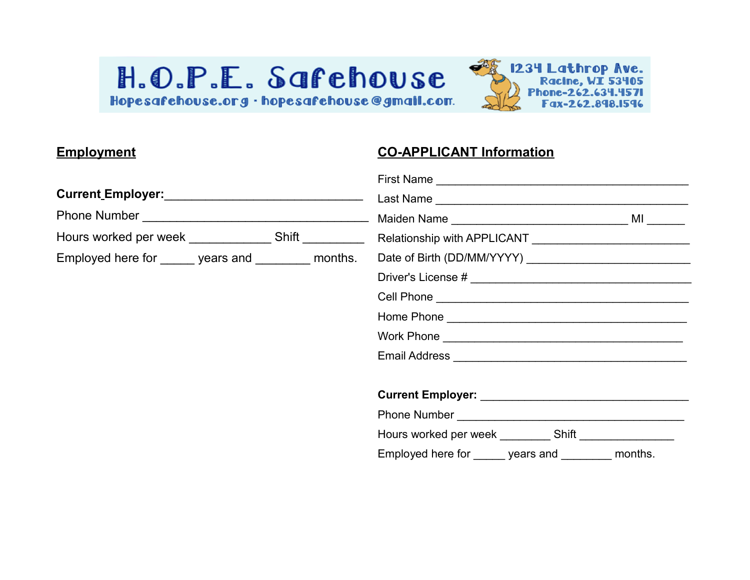# H.O.P.E. Safehouse

Hopesafehouse.org · hopesafehouse@gmail.com

1234 Lathrop Ave.
Racine, WI 53405
Phone-262.634.4571
Fax-262.898.1596

## Employment

**Current Employer:**______________________________

Phone Number ___________________________________

Hours worked per week ____________ Shift _________

Employed here for _____ years and ________ months.

## CO-APPLICANT Information

First Name ______________________________________

Last Name ______________________________________

Maiden Name ___________________________ MI ______

Relationship with APPLICANT ________________________

Date of Birth (DD/MM/YYYY) _________________________

Driver's License # _________________________________

Cell Phone ______________________________________

Home Phone _____________________________________

Work Phone _____________________________________

Email Address ____________________________________

**Current Employer:** _______________________________

Phone Number ___________________________________

Hours worked per week ________ Shift _______________

Employed here for _____ years and ________ months.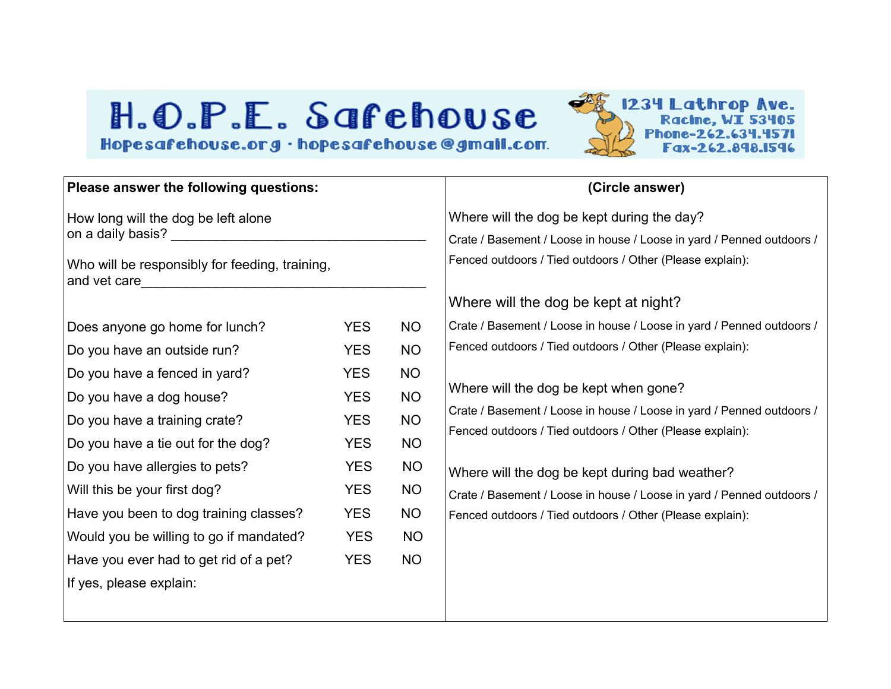# H.O.P.E. Safehouse

Hopesafehouse.org · hopesafehouse@gmail.com

1234 Lathrop Ave.
Racine, WI 53405
Phone-262.634.4571
Fax-262.898.1596

**Please answer the following questions:**

How long will the dog be left alone on a daily basis? ___________________________________

Who will be responsibly for feeding, training, and vet care_______________________________________

| Question | | |
|---|---|---|
| Does anyone go home for lunch? | YES | NO |
| Do you have an outside run? | YES | NO |
| Do you have a fenced in yard? | YES | NO |
| Do you have a dog house? | YES | NO |
| Do you have a training crate? | YES | NO |
| Do you have a tie out for the dog? | YES | NO |
| Do you have allergies to pets? | YES | NO |
| Will this be your first dog? | YES | NO |
| Have you been to dog training classes? | YES | NO |
| Would you be willing to go if mandated? | YES | NO |
| Have you ever had to get rid of a pet? | YES | NO |

If yes, please explain:

**(Circle answer)**

Where will the dog be kept during the day?

Crate / Basement / Loose in house / Loose in yard / Penned outdoors / Fenced outdoors / Tied outdoors / Other (Please explain):

Where will the dog be kept at night?

Crate / Basement / Loose in house / Loose in yard / Penned outdoors / Fenced outdoors / Tied outdoors / Other (Please explain):

Where will the dog be kept when gone?

Crate / Basement / Loose in house / Loose in yard / Penned outdoors / Fenced outdoors / Tied outdoors / Other (Please explain):

Where will the dog be kept during bad weather?

Crate / Basement / Loose in house / Loose in yard / Penned outdoors / Fenced outdoors / Tied outdoors / Other (Please explain):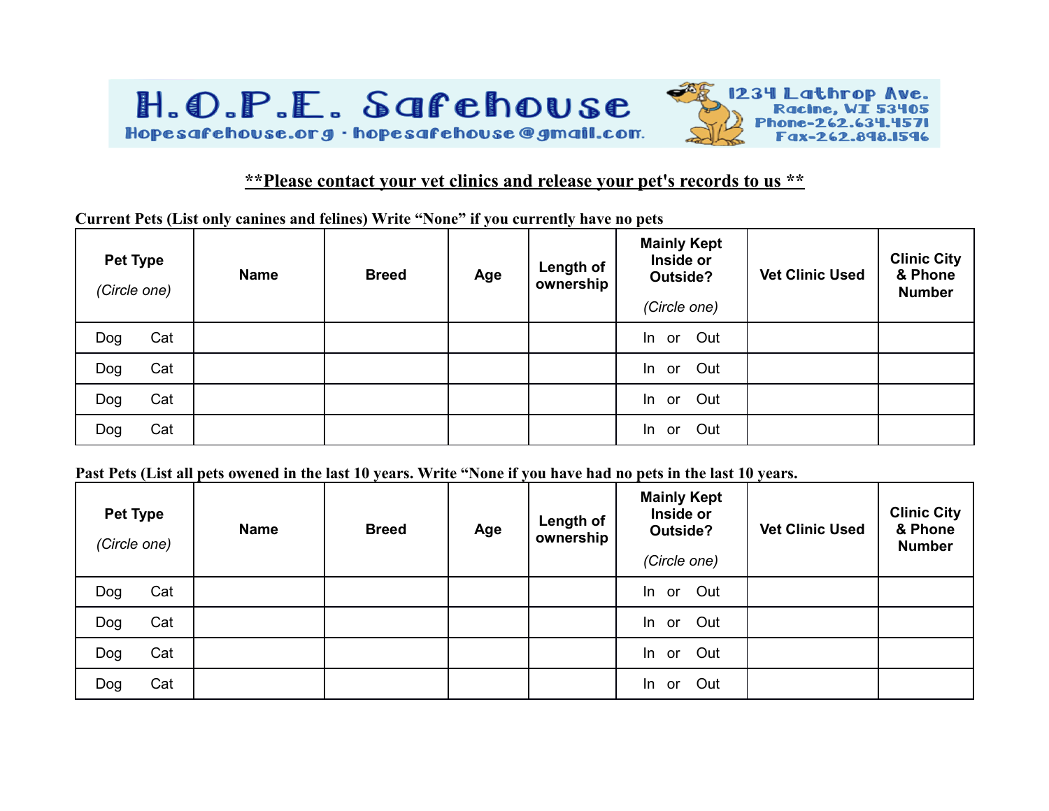# H.O.P.E. Safehouse

Hopesafehouse.org - hopesafehouse@gmail.com

1234 Lathrop Ave.
Racine, WI 53405
Phone-262.634.4571
Fax-262.898.1596

**<u>**Please contact your vet clinics and release your pet's records to us **</u>**

**Current Pets (List only canines and felines) Write "None" if you currently have no pets**

| Pet Type *(Circle one)* | Name | Breed | Age | Length of ownership | Mainly Kept Inside or Outside? *(Circle one)* | Vet Clinic Used | Clinic City & Phone Number |
|---|---|---|---|---|---|---|---|
| Dog Cat | | | | | In or Out | | |
| Dog Cat | | | | | In or Out | | |
| Dog Cat | | | | | In or Out | | |
| Dog Cat | | | | | In or Out | | |

**Past Pets (List all pets owened in the last 10 years. Write "None if you have had no pets in the last 10 years.**

| Pet Type *(Circle one)* | Name | Breed | Age | Length of ownership | Mainly Kept Inside or Outside? *(Circle one)* | Vet Clinic Used | Clinic City & Phone Number |
|---|---|---|---|---|---|---|---|
| Dog Cat | | | | | In or Out | | |
| Dog Cat | | | | | In or Out | | |
| Dog Cat | | | | | In or Out | | |
| Dog Cat | | | | | In or Out | | |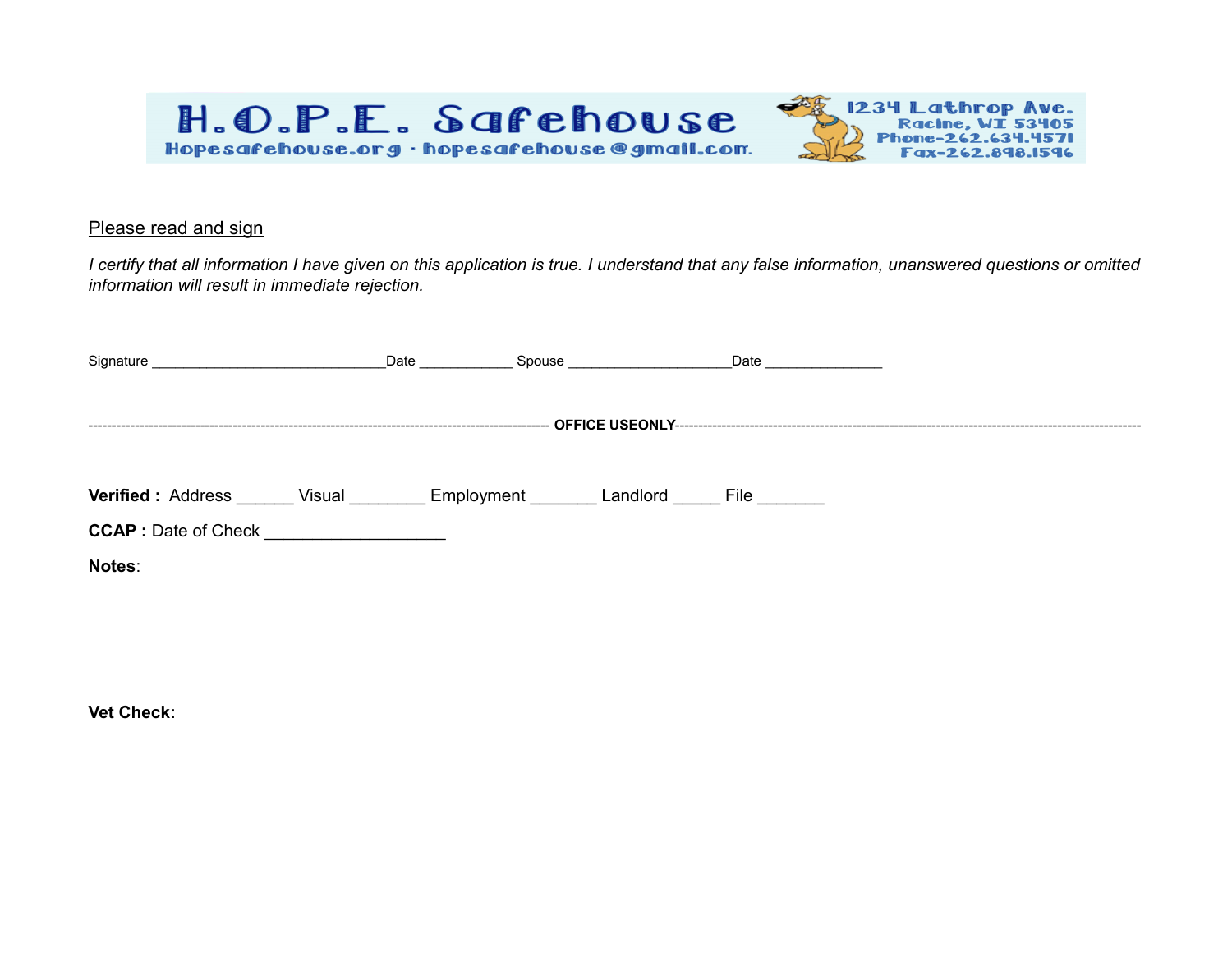H.O.P.E. Safehouse

Hopesafehouse.org · hopesafehouse@gmail.com

1234 Lathrop Ave.
Racine, WI 53405
Phone-262.634.4571
Fax-262.898.1596

Please read and sign

*I certify that all information I have given on this application is true. I understand that any false information, unanswered questions or omitted information will result in immediate rejection.*

Signature ______________________________Date ____________ Spouse _____________________Date _______________

---------------------------------------------------------------------------------------------------- **OFFICE USEONLY**----------------------------------------------------------------------------------------------------

**Verified :** Address ______ Visual ________ Employment _______ Landlord _____ File _______

**CCAP :** Date of Check ___________________

**Notes**:

**Vet Check:**